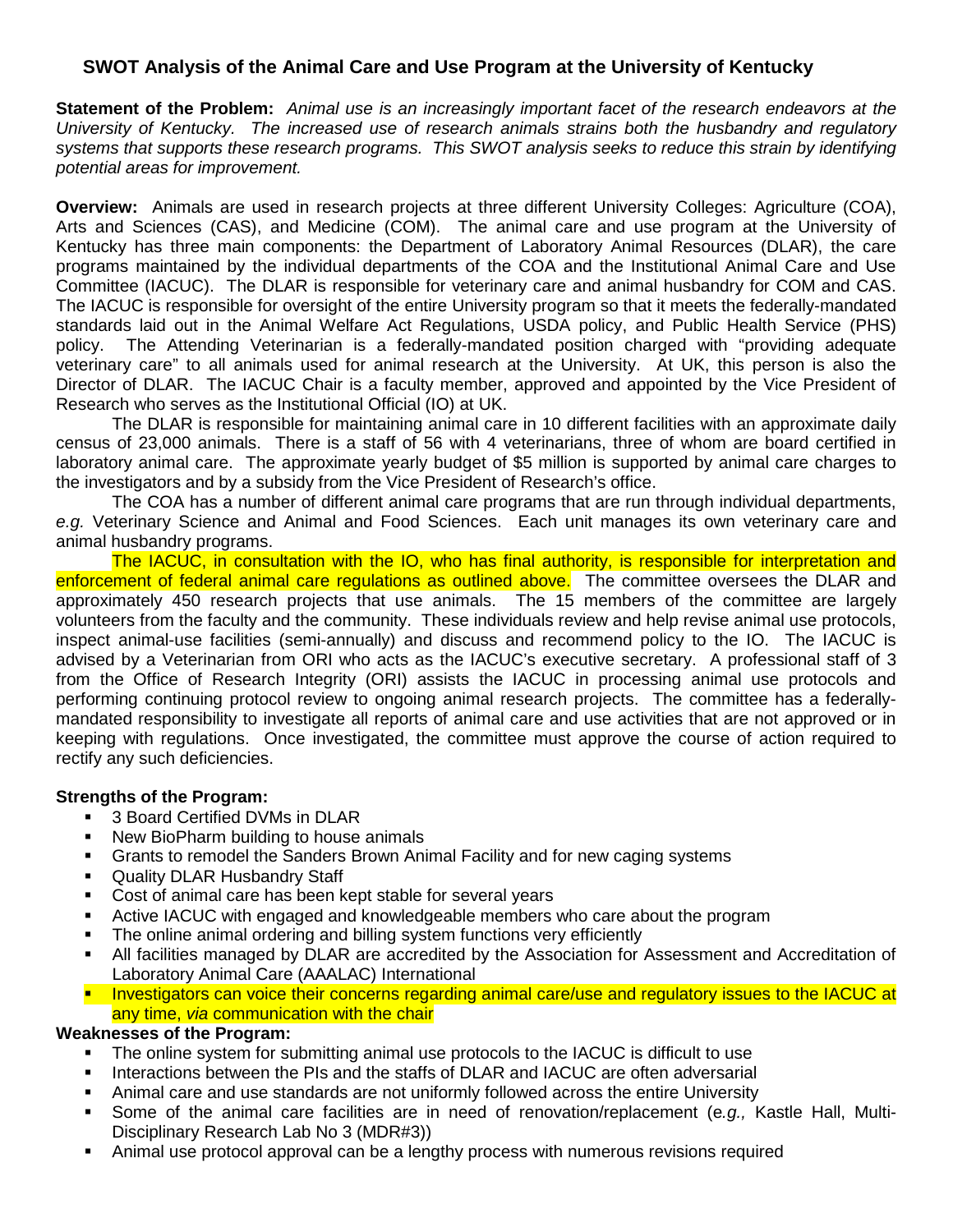## SWOT Analysis of the Animal Care and Use Program at the University of Kentucky

**Statement of the Problem:** *Animal use is an increasingly important facet of the research endeavors at the University of Kentucky. The increased use of research animals strains both the husbandry and regulatory systems that supports these research programs. This SWOT analysis seeks to reduce this strain by identifying potential areas for improvement.*

**Overview:** Animals are used in research projects at three different University Colleges: Agriculture (COA), Arts and Sciences (CAS), and Medicine (COM). The animal care and use program at the University of Kentucky has three main components: the Department of Laboratory Animal Resources (DLAR), the care programs maintained by the individual departments of the COA and the Institutional Animal Care and Use Committee (IACUC). The DLAR is responsible for veterinary care and animal husbandry for COM and CAS. The IACUC is responsible for oversight of the entire University program so that it meets the federally-mandated standards laid out in the Animal Welfare Act Regulations, USDA policy, and Public Health Service (PHS) policy. The Attending Veterinarian is a federally-mandated position charged with "providing adequate veterinary care" to all animals used for animal research at the University. At UK, this person is also the Director of DLAR. The IACUC Chair is a faculty member, approved and appointed by the Vice President of Research who serves as the Institutional Official (IO) at UK.

The DLAR is responsible for maintaining animal care in 10 different facilities with an approximate daily census of 23,000 animals. There is a staff of 56 with 4 veterinarians, three of whom are board certified in laboratory animal care. The approximate yearly budget of $5 million is supported by animal care charges to the investigators and by a subsidy from the Vice President of Research's office.

The COA has a number of different animal care programs that are run through individual departments, *e.g.* Veterinary Science and Animal and Food Sciences. Each unit manages its own veterinary care and animal husbandry programs.

The IACUC, in consultation with the IO, who has final authority, is responsible for interpretation and enforcement of federal animal care regulations as outlined above. The committee oversees the DLAR and approximately 450 research projects that use animals. The 15 members of the committee are largely volunteers from the faculty and the community. These individuals review and help revise animal use protocols, inspect animal-use facilities (semi-annually) and discuss and recommend policy to the IO. The IACUC is advised by a Veterinarian from ORI who acts as the IACUC's executive secretary. A professional staff of 3 from the Office of Research Integrity (ORI) assists the IACUC in processing animal use protocols and performing continuing protocol review to ongoing animal research projects. The committee has a federally-mandated responsibility to investigate all reports of animal care and use activities that are not approved or in keeping with regulations. Once investigated, the committee must approve the course of action required to rectify any such deficiencies.

**Strengths of the Program:**

- 3 Board Certified DVMs in DLAR
- New BioPharm building to house animals
- Grants to remodel the Sanders Brown Animal Facility and for new caging systems
- Quality DLAR Husbandry Staff
- Cost of animal care has been kept stable for several years
- Active IACUC with engaged and knowledgeable members who care about the program
- The online animal ordering and billing system functions very efficiently
- All facilities managed by DLAR are accredited by the Association for Assessment and Accreditation of Laboratory Animal Care (AAALAC) International
- Investigators can voice their concerns regarding animal care/use and regulatory issues to the IACUC at any time, *via* communication with the chair

**Weaknesses of the Program:**

- The online system for submitting animal use protocols to the IACUC is difficult to use
- Interactions between the PIs and the staffs of DLAR and IACUC are often adversarial
- Animal care and use standards are not uniformly followed across the entire University
- Some of the animal care facilities are in need of renovation/replacement (*e.g.,* Kastle Hall, Multi-Disciplinary Research Lab No 3 (MDR#3))
- Animal use protocol approval can be a lengthy process with numerous revisions required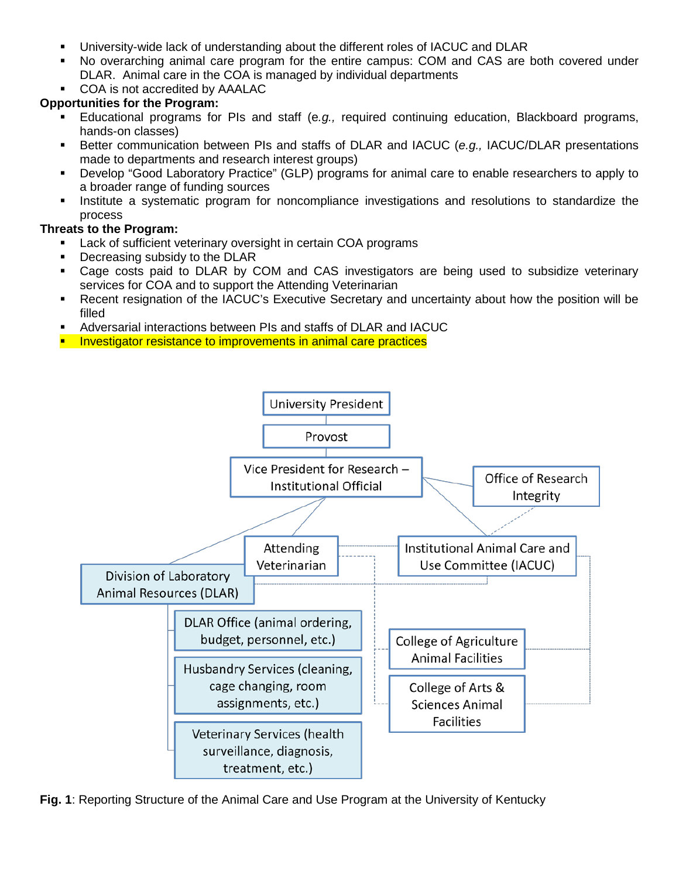- University-wide lack of understanding about the different roles of IACUC and DLAR
- No overarching animal care program for the entire campus: COM and CAS are both covered under DLAR. Animal care in the COA is managed by individual departments
- COA is not accredited by AAALAC

**Opportunities for the Program:**

- Educational programs for PIs and staff (*e.g.,* required continuing education, Blackboard programs, hands-on classes)
- Better communication between PIs and staffs of DLAR and IACUC (*e.g.,* IACUC/DLAR presentations made to departments and research interest groups)
- Develop "Good Laboratory Practice" (GLP) programs for animal care to enable researchers to apply to a broader range of funding sources
- Institute a systematic program for noncompliance investigations and resolutions to standardize the process

**Threats to the Program:**

- Lack of sufficient veterinary oversight in certain COA programs
- Decreasing subsidy to the DLAR
- Cage costs paid to DLAR by COM and CAS investigators are being used to subsidize veterinary services for COA and to support the Attending Veterinarian
- Recent resignation of the IACUC's Executive Secretary and uncertainty about how the position will be filled
- Adversarial interactions between PIs and staffs of DLAR and IACUC
- Investigator resistance to improvements in animal care practices

University President

Provost

Vice President for Research – Institutional Official

Office of Research Integrity

Attending Veterinarian

Institutional Animal Care and Use Committee (IACUC)

Division of Laboratory Animal Resources (DLAR)

DLAR Office (animal ordering, budget, personnel, etc.)

Husbandry Services (cleaning, cage changing, room assignments, etc.)

Veterinary Services (health surveillance, diagnosis, treatment, etc.)

College of Agriculture Animal Facilities

College of Arts & Sciences Animal Facilities

**Fig. 1**: Reporting Structure of the Animal Care and Use Program at the University of Kentucky